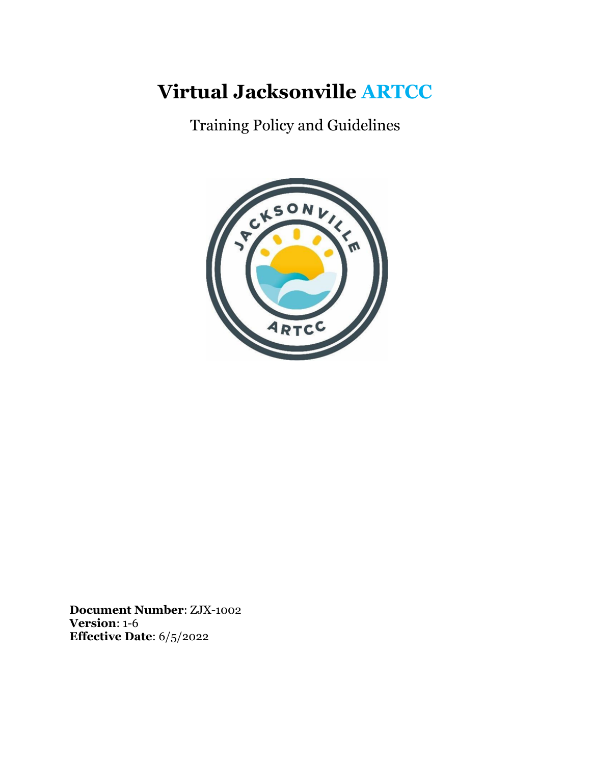# Virtual Jacksonville ARTCC

Training Policy and Guidelines

**Document Number**: ZJX-1002
**Version**: 1-6
**Effective Date**: 6/5/2022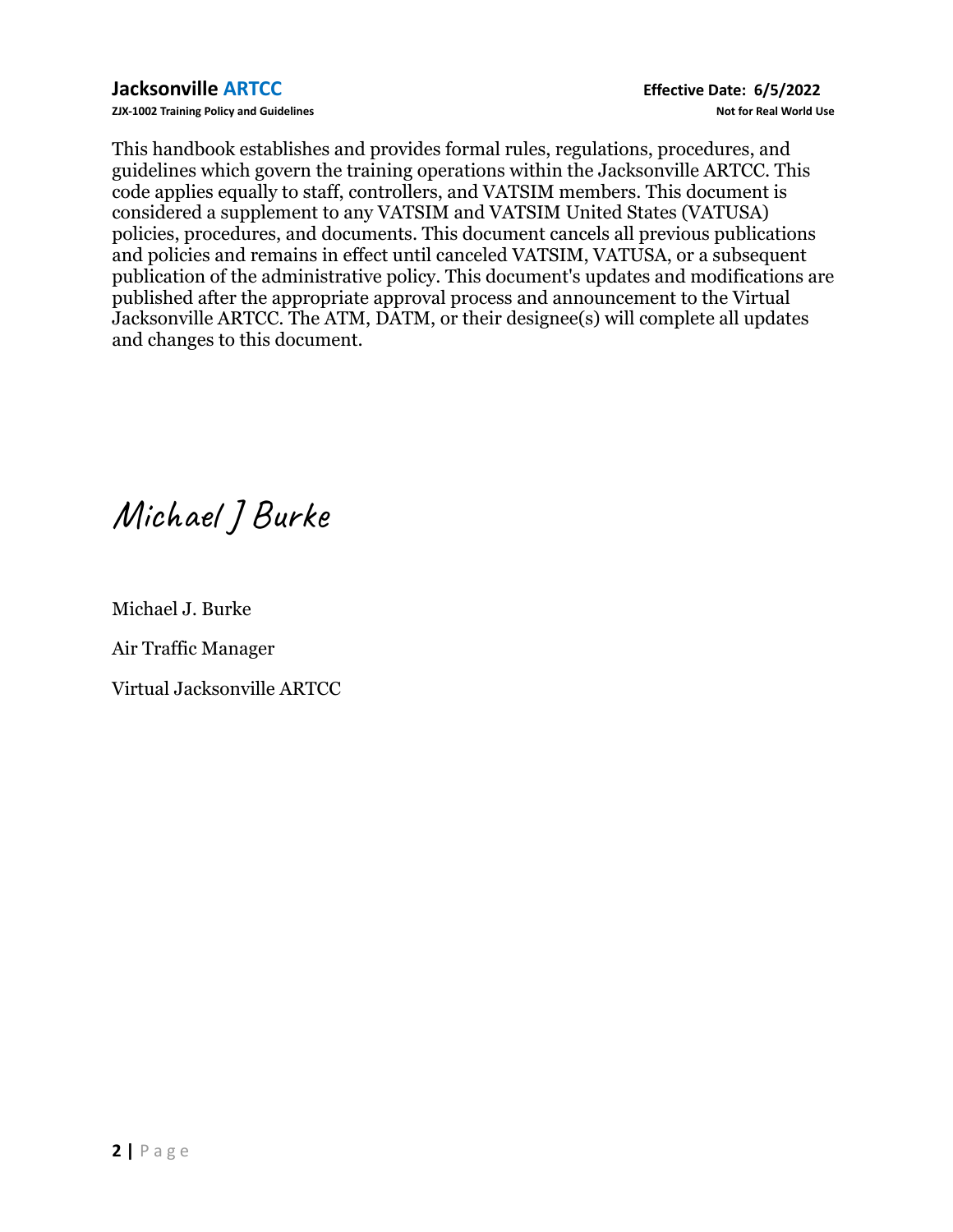This handbook establishes and provides formal rules, regulations, procedures, and guidelines which govern the training operations within the Jacksonville ARTCC. This code applies equally to staff, controllers, and VATSIM members. This document is considered a supplement to any VATSIM and VATSIM United States (VATUSA) policies, procedures, and documents. This document cancels all previous publications and policies and remains in effect until canceled VATSIM, VATUSA, or a subsequent publication of the administrative policy. This document's updates and modifications are published after the appropriate approval process and announcement to the Virtual Jacksonville ARTCC. The ATM, DATM, or their designee(s) will complete all updates and changes to this document.

*Michael J Burke*

Michael J. Burke

Air Traffic Manager

Virtual Jacksonville ARTCC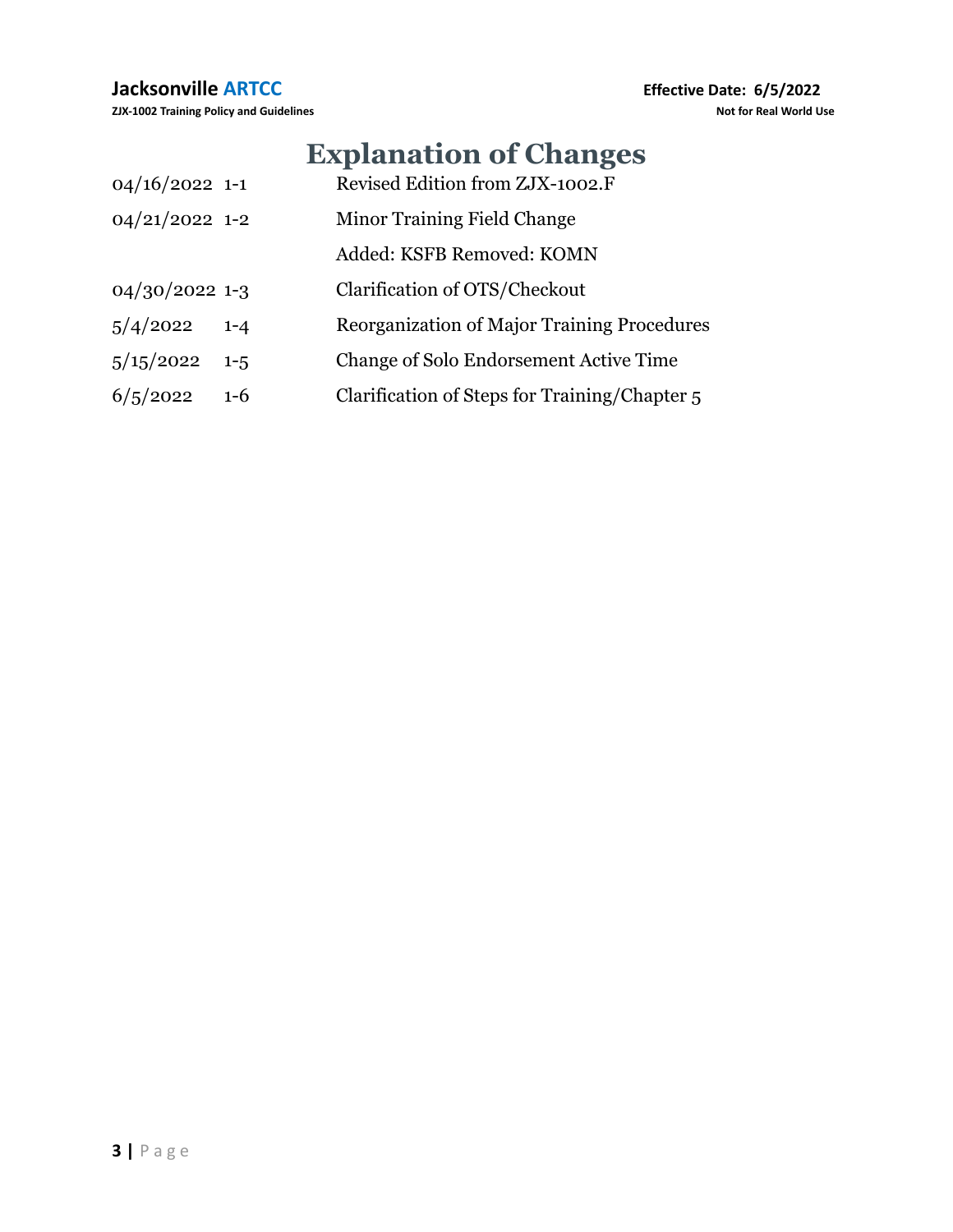# Explanation of Changes

| | | |
|---|---|---|
| 04/16/2022 | 1-1 | Revised Edition from ZJX-1002.F |
| 04/21/2022 | 1-2 | Minor Training Field Change |
| | | Added: KSFB Removed: KOMN |
| 04/30/2022 | 1-3 | Clarification of OTS/Checkout |
| 5/4/2022 | 1-4 | Reorganization of Major Training Procedures |
| 5/15/2022 | 1-5 | Change of Solo Endorsement Active Time |
| 6/5/2022 | 1-6 | Clarification of Steps for Training/Chapter 5 |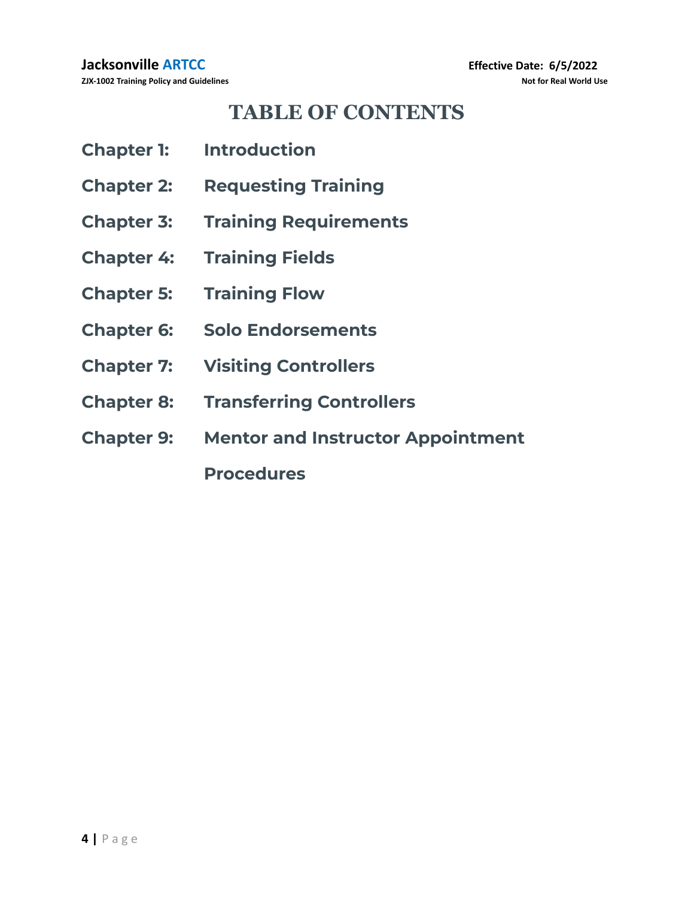# TABLE OF CONTENTS

**Chapter 1:** **Introduction**

**Chapter 2:** **Requesting Training**

**Chapter 3:** **Training Requirements**

**Chapter 4:** **Training Fields**

**Chapter 5:** **Training Flow**

**Chapter 6:** **Solo Endorsements**

**Chapter 7:** **Visiting Controllers**

**Chapter 8:** **Transferring Controllers**

**Chapter 9:** **Mentor and Instructor Appointment Procedures**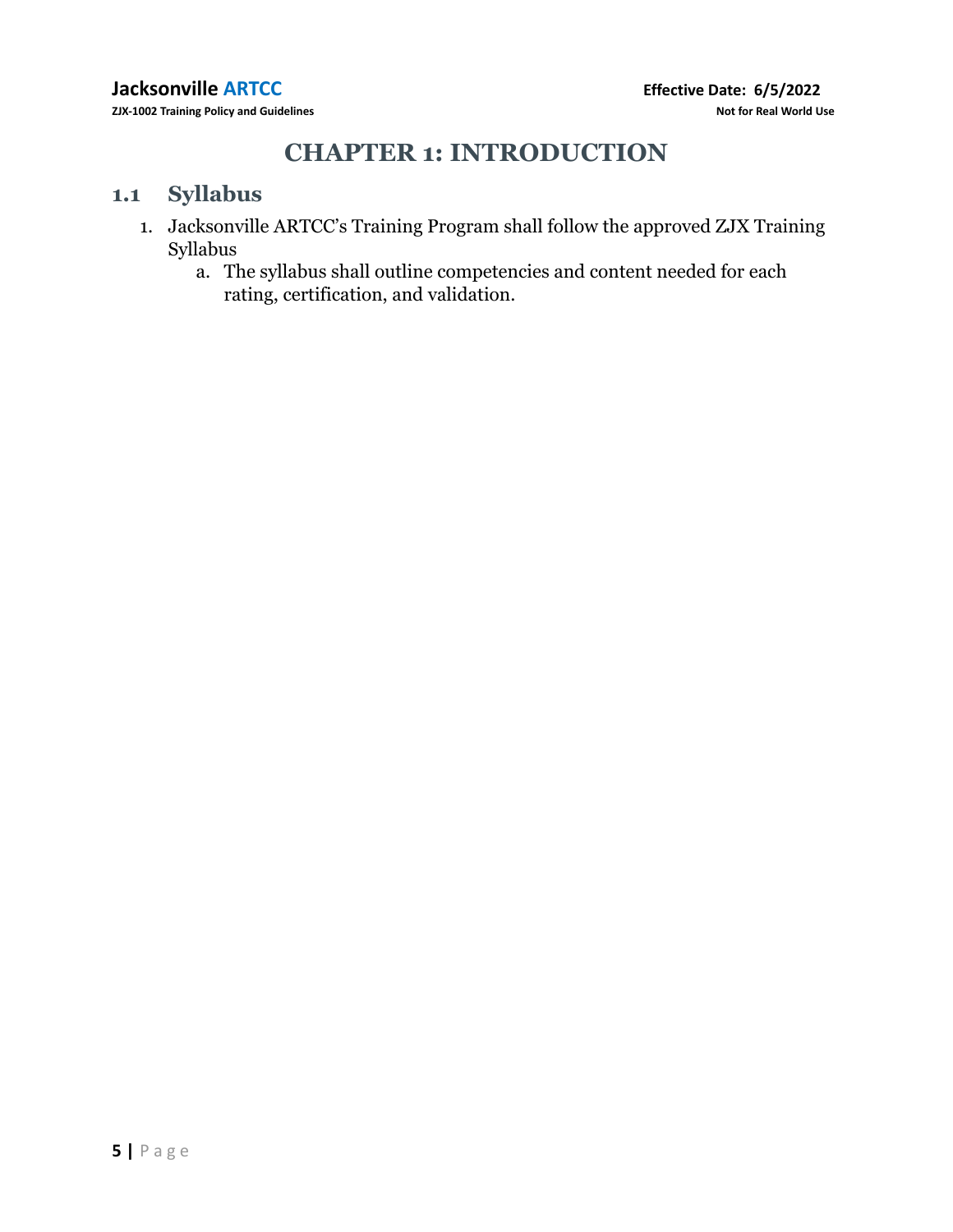# CHAPTER 1: INTRODUCTION

## 1.1 Syllabus

1. Jacksonville ARTCC's Training Program shall follow the approved ZJX Training Syllabus
   a. The syllabus shall outline competencies and content needed for each rating, certification, and validation.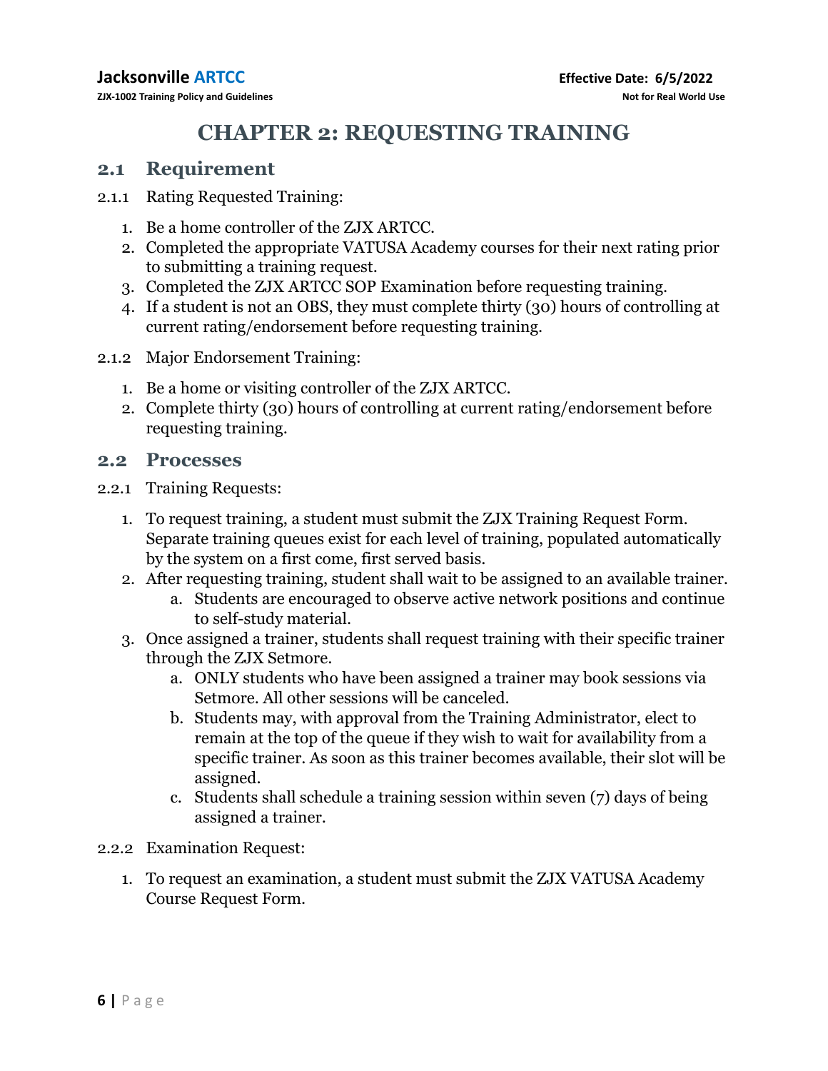# CHAPTER 2: REQUESTING TRAINING

## 2.1 Requirement

2.1.1 Rating Requested Training:

1. Be a home controller of the ZJX ARTCC.
2. Completed the appropriate VATUSA Academy courses for their next rating prior to submitting a training request.
3. Completed the ZJX ARTCC SOP Examination before requesting training.
4. If a student is not an OBS, they must complete thirty (30) hours of controlling at current rating/endorsement before requesting training.

2.1.2 Major Endorsement Training:

1. Be a home or visiting controller of the ZJX ARTCC.
2. Complete thirty (30) hours of controlling at current rating/endorsement before requesting training.

## 2.2 Processes

2.2.1 Training Requests:

1. To request training, a student must submit the ZJX Training Request Form. Separate training queues exist for each level of training, populated automatically by the system on a first come, first served basis.
2. After requesting training, student shall wait to be assigned to an available trainer.
   a. Students are encouraged to observe active network positions and continue to self-study material.
3. Once assigned a trainer, students shall request training with their specific trainer through the ZJX Setmore.
   a. ONLY students who have been assigned a trainer may book sessions via Setmore. All other sessions will be canceled.
   b. Students may, with approval from the Training Administrator, elect to remain at the top of the queue if they wish to wait for availability from a specific trainer. As soon as this trainer becomes available, their slot will be assigned.
   c. Students shall schedule a training session within seven (7) days of being assigned a trainer.

2.2.2 Examination Request:

1. To request an examination, a student must submit the ZJX VATUSA Academy Course Request Form.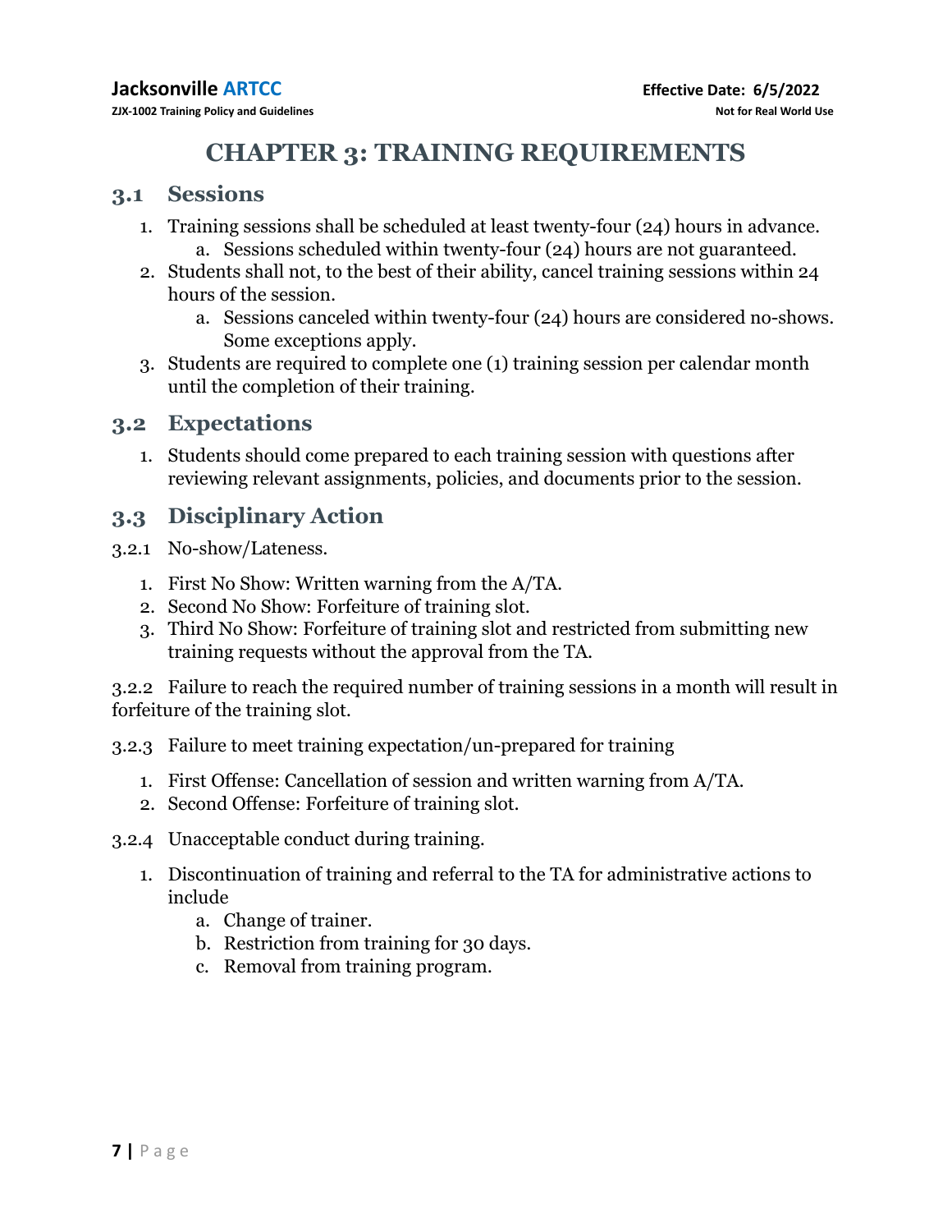# CHAPTER 3: TRAINING REQUIREMENTS

## 3.1 Sessions

1. Training sessions shall be scheduled at least twenty-four (24) hours in advance.
    a. Sessions scheduled within twenty-four (24) hours are not guaranteed.
2. Students shall not, to the best of their ability, cancel training sessions within 24 hours of the session.
    a. Sessions canceled within twenty-four (24) hours are considered no-shows. Some exceptions apply.
3. Students are required to complete one (1) training session per calendar month until the completion of their training.

## 3.2 Expectations

1. Students should come prepared to each training session with questions after reviewing relevant assignments, policies, and documents prior to the session.

## 3.3 Disciplinary Action

3.2.1 No-show/Lateness.

1. First No Show: Written warning from the A/TA.
2. Second No Show: Forfeiture of training slot.
3. Third No Show: Forfeiture of training slot and restricted from submitting new training requests without the approval from the TA.

3.2.2 Failure to reach the required number of training sessions in a month will result in forfeiture of the training slot.

3.2.3 Failure to meet training expectation/un-prepared for training

1. First Offense: Cancellation of session and written warning from A/TA.
2. Second Offense: Forfeiture of training slot.

3.2.4 Unacceptable conduct during training.

1. Discontinuation of training and referral to the TA for administrative actions to include
    a. Change of trainer.
    b. Restriction from training for 30 days.
    c. Removal from training program.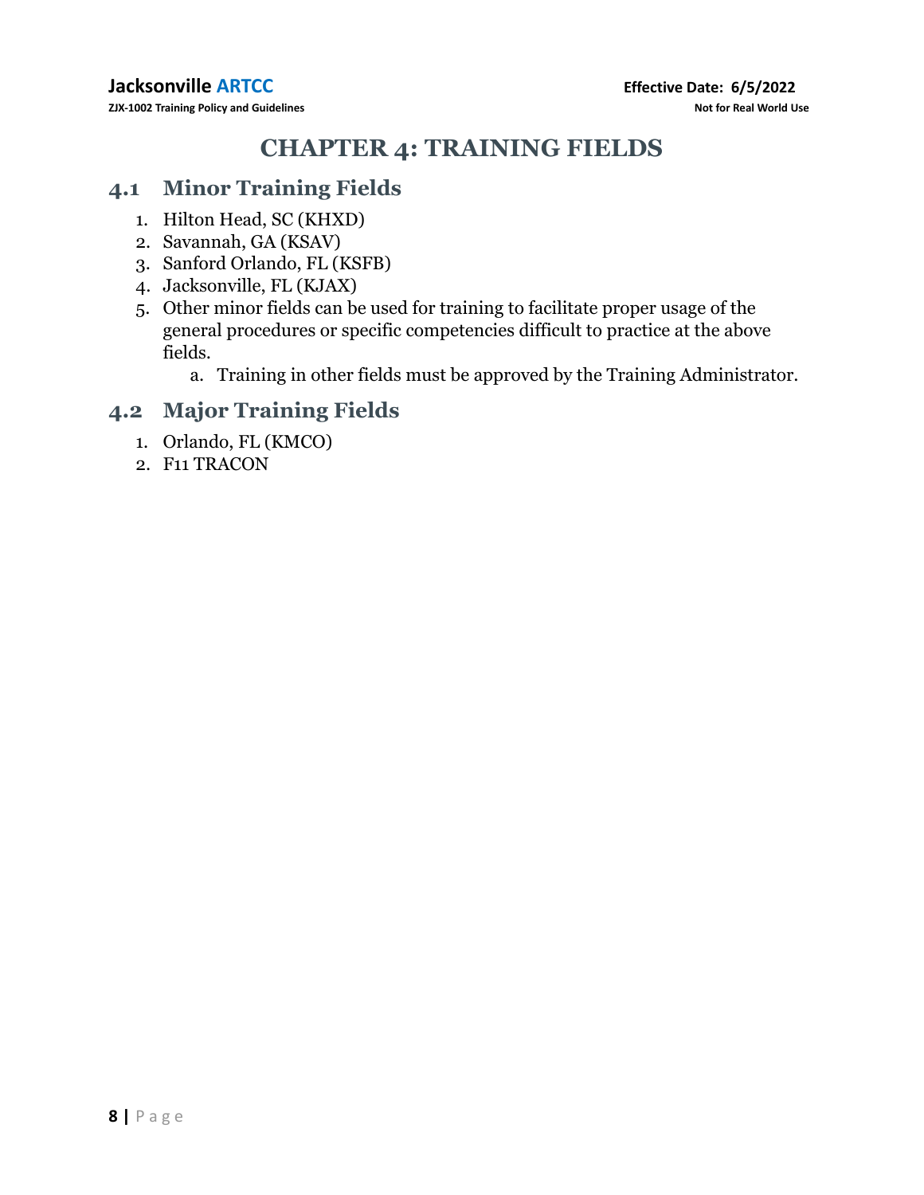# CHAPTER 4: TRAINING FIELDS

## 4.1 Minor Training Fields

1. Hilton Head, SC (KHXD)
2. Savannah, GA (KSAV)
3. Sanford Orlando, FL (KSFB)
4. Jacksonville, FL (KJAX)
5. Other minor fields can be used for training to facilitate proper usage of the general procedures or specific competencies difficult to practice at the above fields.
   a. Training in other fields must be approved by the Training Administrator.

## 4.2 Major Training Fields

1. Orlando, FL (KMCO)
2. F11 TRACON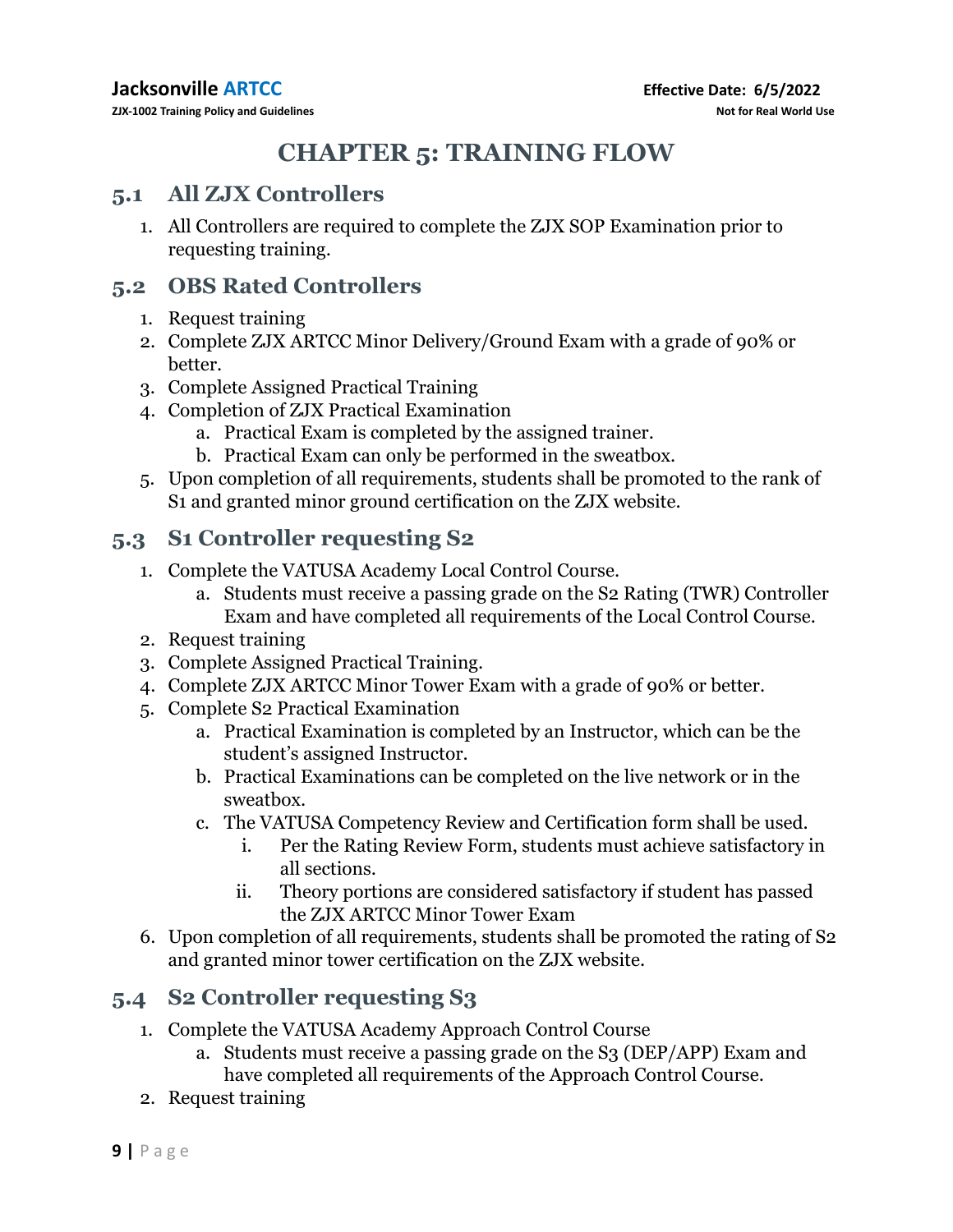# CHAPTER 5: TRAINING FLOW

## 5.1 All ZJX Controllers

1. All Controllers are required to complete the ZJX SOP Examination prior to requesting training.

## 5.2 OBS Rated Controllers

1. Request training
2. Complete ZJX ARTCC Minor Delivery/Ground Exam with a grade of 90% or better.
3. Complete Assigned Practical Training
4. Completion of ZJX Practical Examination
   a. Practical Exam is completed by the assigned trainer.
   b. Practical Exam can only be performed in the sweatbox.
5. Upon completion of all requirements, students shall be promoted to the rank of S1 and granted minor ground certification on the ZJX website.

## 5.3 S1 Controller requesting S2

1. Complete the VATUSA Academy Local Control Course.
   a. Students must receive a passing grade on the S2 Rating (TWR) Controller Exam and have completed all requirements of the Local Control Course.
2. Request training
3. Complete Assigned Practical Training.
4. Complete ZJX ARTCC Minor Tower Exam with a grade of 90% or better.
5. Complete S2 Practical Examination
   a. Practical Examination is completed by an Instructor, which can be the student's assigned Instructor.
   b. Practical Examinations can be completed on the live network or in the sweatbox.
   c. The VATUSA Competency Review and Certification form shall be used.
      i. Per the Rating Review Form, students must achieve satisfactory in all sections.
      ii. Theory portions are considered satisfactory if student has passed the ZJX ARTCC Minor Tower Exam
6. Upon completion of all requirements, students shall be promoted the rating of S2 and granted minor tower certification on the ZJX website.

## 5.4 S2 Controller requesting S3

1. Complete the VATUSA Academy Approach Control Course
   a. Students must receive a passing grade on the S3 (DEP/APP) Exam and have completed all requirements of the Approach Control Course.
2. Request training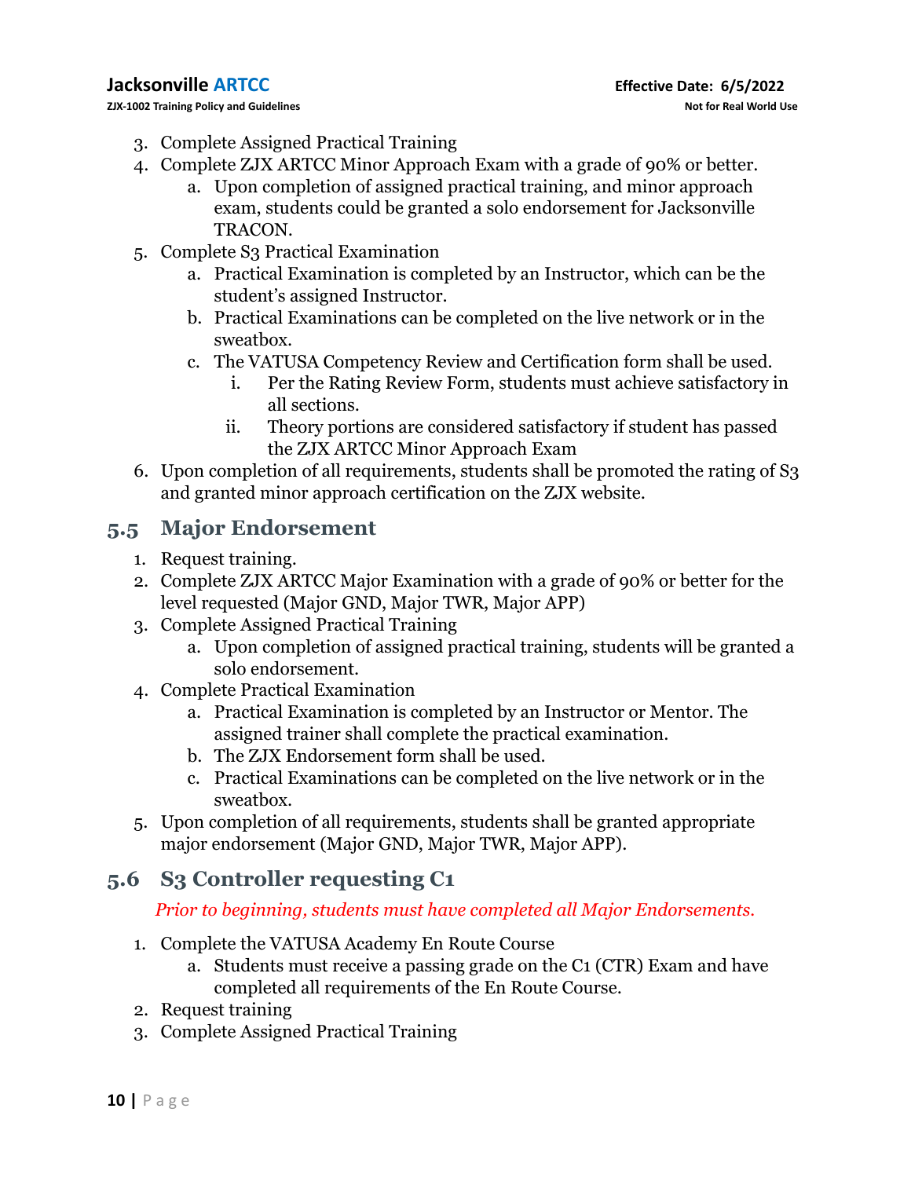3. Complete Assigned Practical Training
4. Complete ZJX ARTCC Minor Approach Exam with a grade of 90% or better.
    a. Upon completion of assigned practical training, and minor approach exam, students could be granted a solo endorsement for Jacksonville TRACON.
5. Complete S3 Practical Examination
    a. Practical Examination is completed by an Instructor, which can be the student's assigned Instructor.
    b. Practical Examinations can be completed on the live network or in the sweatbox.
    c. The VATUSA Competency Review and Certification form shall be used.
        i. Per the Rating Review Form, students must achieve satisfactory in all sections.
        ii. Theory portions are considered satisfactory if student has passed the ZJX ARTCC Minor Approach Exam
6. Upon completion of all requirements, students shall be promoted the rating of S3 and granted minor approach certification on the ZJX website.

## 5.5 Major Endorsement

1. Request training.
2. Complete ZJX ARTCC Major Examination with a grade of 90% or better for the level requested (Major GND, Major TWR, Major APP)
3. Complete Assigned Practical Training
    a. Upon completion of assigned practical training, students will be granted a solo endorsement.
4. Complete Practical Examination
    a. Practical Examination is completed by an Instructor or Mentor. The assigned trainer shall complete the practical examination.
    b. The ZJX Endorsement form shall be used.
    c. Practical Examinations can be completed on the live network or in the sweatbox.
5. Upon completion of all requirements, students shall be granted appropriate major endorsement (Major GND, Major TWR, Major APP).

## 5.6 S3 Controller requesting C1

*Prior to beginning, students must have completed all Major Endorsements.*

1. Complete the VATUSA Academy En Route Course
    a. Students must receive a passing grade on the C1 (CTR) Exam and have completed all requirements of the En Route Course.
2. Request training
3. Complete Assigned Practical Training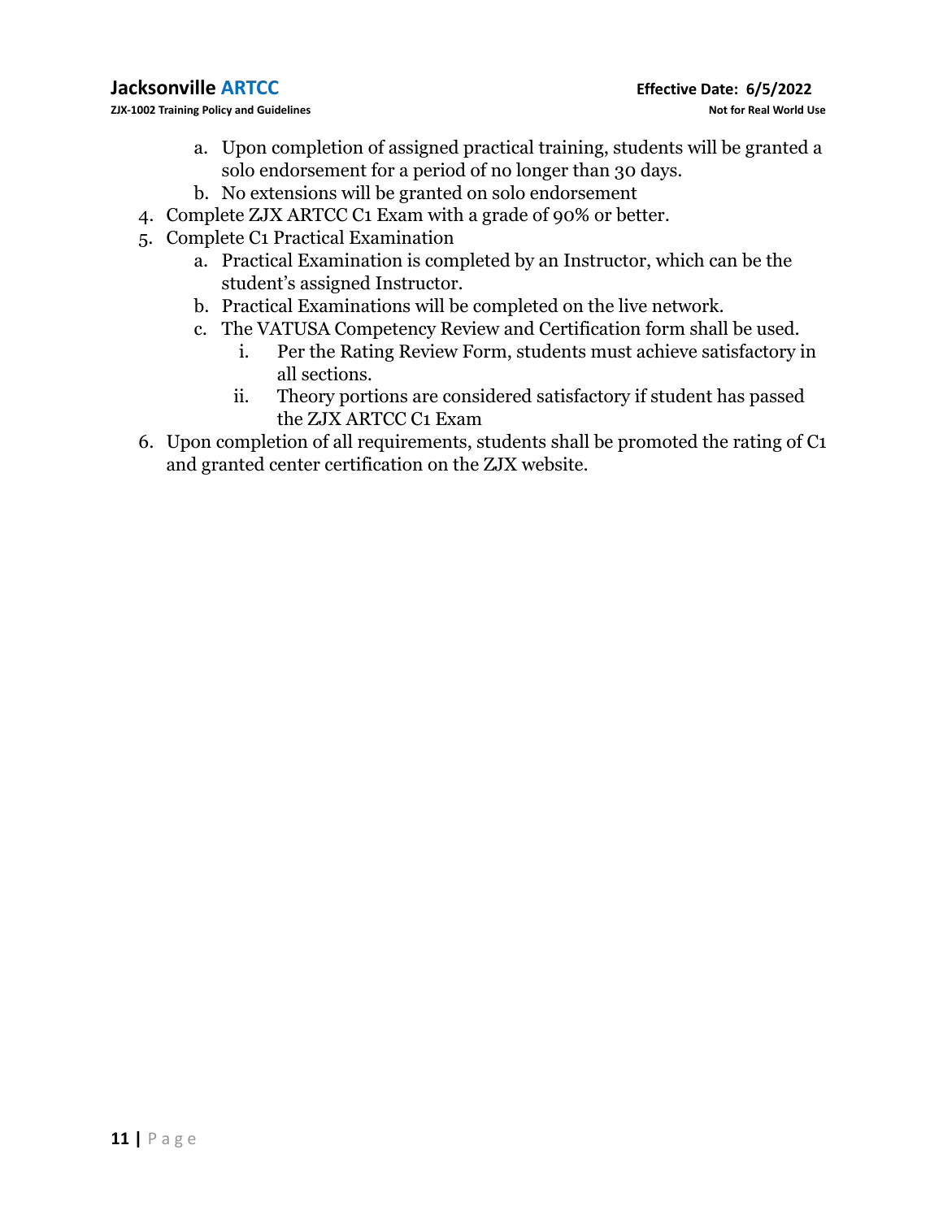a. Upon completion of assigned practical training, students will be granted a solo endorsement for a period of no longer than 30 days.
   b. No extensions will be granted on solo endorsement
4. Complete ZJX ARTCC C1 Exam with a grade of 90% or better.
5. Complete C1 Practical Examination
   a. Practical Examination is completed by an Instructor, which can be the student's assigned Instructor.
   b. Practical Examinations will be completed on the live network.
   c. The VATUSA Competency Review and Certification form shall be used.
      i. Per the Rating Review Form, students must achieve satisfactory in all sections.
      ii. Theory portions are considered satisfactory if student has passed the ZJX ARTCC C1 Exam
6. Upon completion of all requirements, students shall be promoted the rating of C1 and granted center certification on the ZJX website.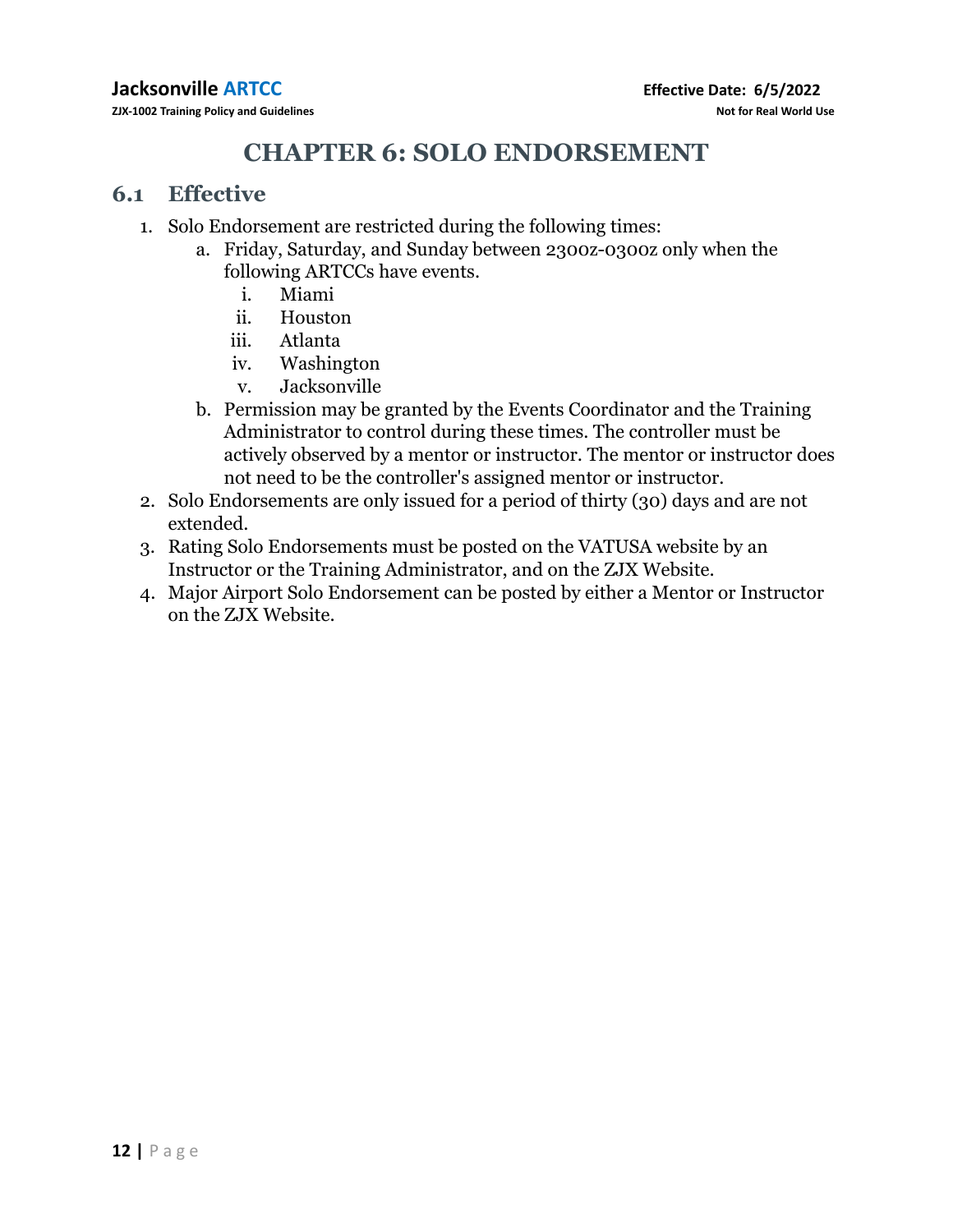# CHAPTER 6: SOLO ENDORSEMENT

## 6.1 Effective

1. Solo Endorsement are restricted during the following times:
    a. Friday, Saturday, and Sunday between 2300z-0300z only when the following ARTCCs have events.
        i. Miami
        ii. Houston
        iii. Atlanta
        iv. Washington
        v. Jacksonville
    b. Permission may be granted by the Events Coordinator and the Training Administrator to control during these times. The controller must be actively observed by a mentor or instructor. The mentor or instructor does not need to be the controller's assigned mentor or instructor.
2. Solo Endorsements are only issued for a period of thirty (30) days and are not extended.
3. Rating Solo Endorsements must be posted on the VATUSA website by an Instructor or the Training Administrator, and on the ZJX Website.
4. Major Airport Solo Endorsement can be posted by either a Mentor or Instructor on the ZJX Website.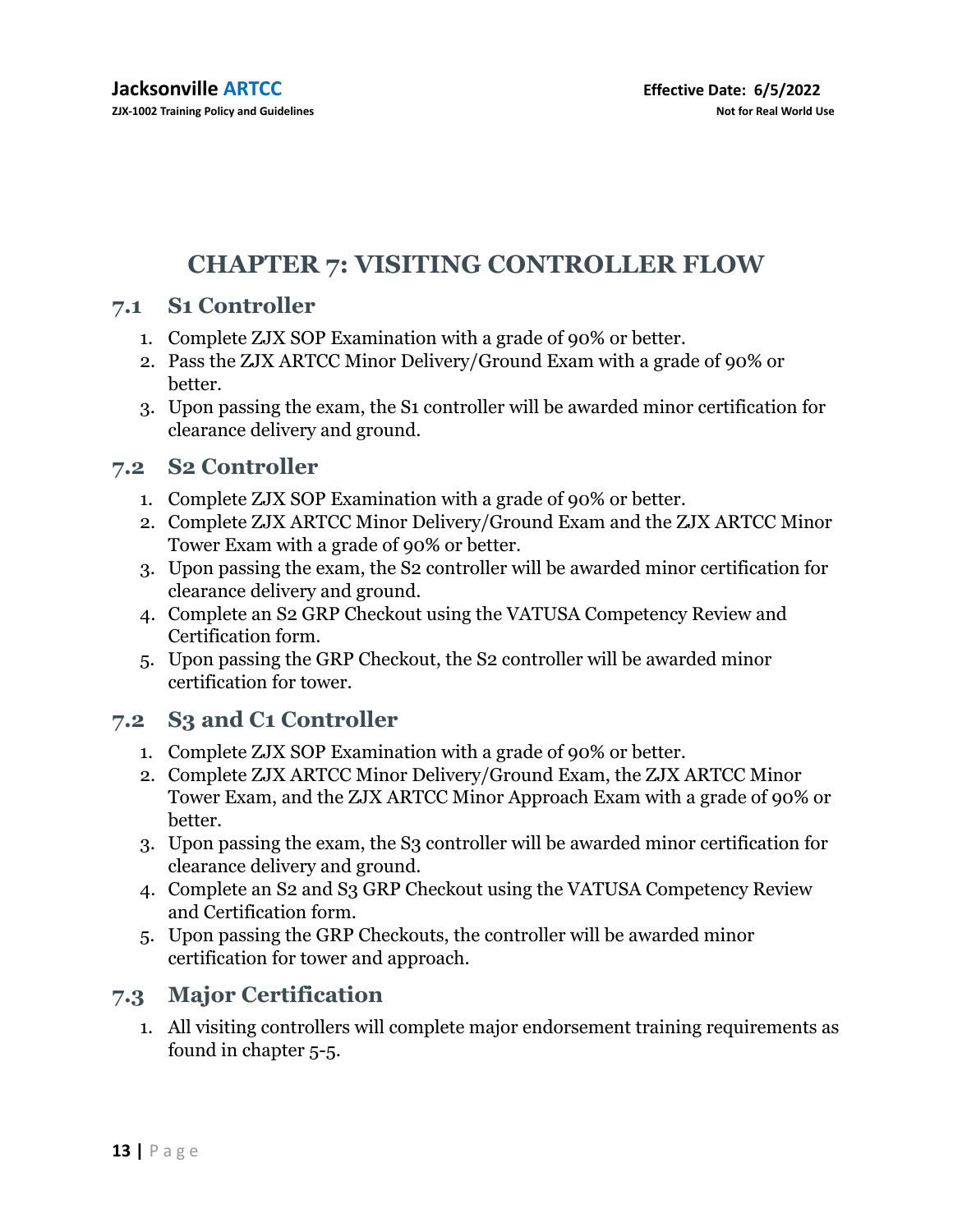# CHAPTER 7: VISITING CONTROLLER FLOW

## 7.1 S1 Controller

1. Complete ZJX SOP Examination with a grade of 90% or better.
2. Pass the ZJX ARTCC Minor Delivery/Ground Exam with a grade of 90% or better.
3. Upon passing the exam, the S1 controller will be awarded minor certification for clearance delivery and ground.

## 7.2 S2 Controller

1. Complete ZJX SOP Examination with a grade of 90% or better.
2. Complete ZJX ARTCC Minor Delivery/Ground Exam and the ZJX ARTCC Minor Tower Exam with a grade of 90% or better.
3. Upon passing the exam, the S2 controller will be awarded minor certification for clearance delivery and ground.
4. Complete an S2 GRP Checkout using the VATUSA Competency Review and Certification form.
5. Upon passing the GRP Checkout, the S2 controller will be awarded minor certification for tower.

## 7.2 S3 and C1 Controller

1. Complete ZJX SOP Examination with a grade of 90% or better.
2. Complete ZJX ARTCC Minor Delivery/Ground Exam, the ZJX ARTCC Minor Tower Exam, and the ZJX ARTCC Minor Approach Exam with a grade of 90% or better.
3. Upon passing the exam, the S3 controller will be awarded minor certification for clearance delivery and ground.
4. Complete an S2 and S3 GRP Checkout using the VATUSA Competency Review and Certification form.
5. Upon passing the GRP Checkouts, the controller will be awarded minor certification for tower and approach.

## 7.3 Major Certification

1. All visiting controllers will complete major endorsement training requirements as found in chapter 5-5.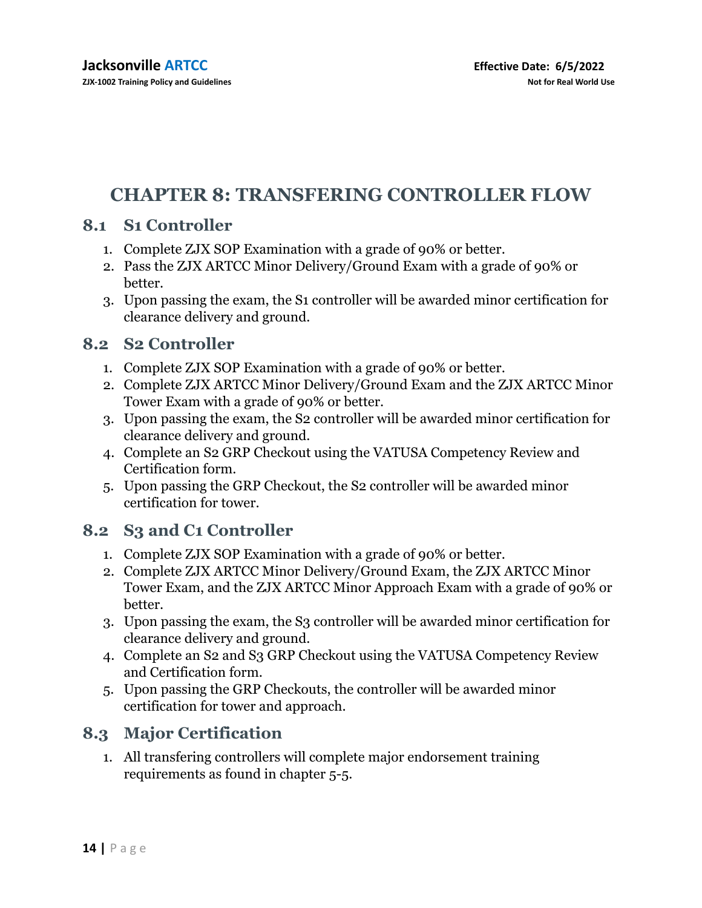# CHAPTER 8: TRANSFERING CONTROLLER FLOW

## 8.1 S1 Controller

1. Complete ZJX SOP Examination with a grade of 90% or better.
2. Pass the ZJX ARTCC Minor Delivery/Ground Exam with a grade of 90% or better.
3. Upon passing the exam, the S1 controller will be awarded minor certification for clearance delivery and ground.

## 8.2 S2 Controller

1. Complete ZJX SOP Examination with a grade of 90% or better.
2. Complete ZJX ARTCC Minor Delivery/Ground Exam and the ZJX ARTCC Minor Tower Exam with a grade of 90% or better.
3. Upon passing the exam, the S2 controller will be awarded minor certification for clearance delivery and ground.
4. Complete an S2 GRP Checkout using the VATUSA Competency Review and Certification form.
5. Upon passing the GRP Checkout, the S2 controller will be awarded minor certification for tower.

## 8.2 S3 and C1 Controller

1. Complete ZJX SOP Examination with a grade of 90% or better.
2. Complete ZJX ARTCC Minor Delivery/Ground Exam, the ZJX ARTCC Minor Tower Exam, and the ZJX ARTCC Minor Approach Exam with a grade of 90% or better.
3. Upon passing the exam, the S3 controller will be awarded minor certification for clearance delivery and ground.
4. Complete an S2 and S3 GRP Checkout using the VATUSA Competency Review and Certification form.
5. Upon passing the GRP Checkouts, the controller will be awarded minor certification for tower and approach.

## 8.3 Major Certification

1. All transfering controllers will complete major endorsement training requirements as found in chapter 5-5.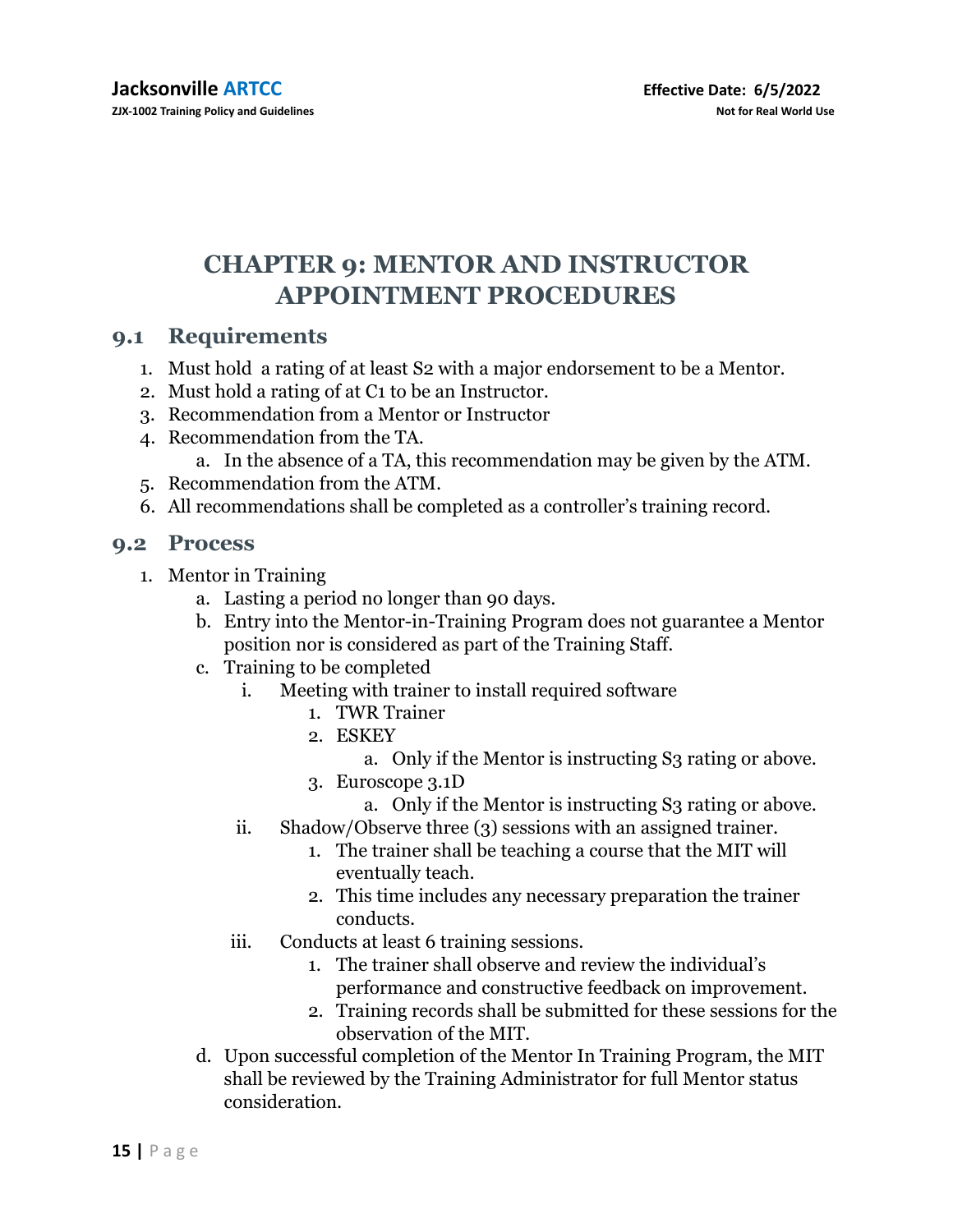# CHAPTER 9: MENTOR AND INSTRUCTOR APPOINTMENT PROCEDURES

## 9.1 Requirements

1. Must hold  a rating of at least S2 with a major endorsement to be a Mentor.
2. Must hold a rating of at C1 to be an Instructor.
3. Recommendation from a Mentor or Instructor
4. Recommendation from the TA.
   a. In the absence of a TA, this recommendation may be given by the ATM.
5. Recommendation from the ATM.
6. All recommendations shall be completed as a controller's training record.

## 9.2 Process

1. Mentor in Training
   a. Lasting a period no longer than 90 days.
   b. Entry into the Mentor-in-Training Program does not guarantee a Mentor position nor is considered as part of the Training Staff.
   c. Training to be completed
      i. Meeting with trainer to install required software
         1. TWR Trainer
         2. ESKEY
            a. Only if the Mentor is instructing S3 rating or above.
         3. Euroscope 3.1D
            a. Only if the Mentor is instructing S3 rating or above.
      ii. Shadow/Observe three (3) sessions with an assigned trainer.
         1. The trainer shall be teaching a course that the MIT will eventually teach.
         2. This time includes any necessary preparation the trainer conducts.
      iii. Conducts at least 6 training sessions.
         1. The trainer shall observe and review the individual's performance and constructive feedback on improvement.
         2. Training records shall be submitted for these sessions for the observation of the MIT.
   d. Upon successful completion of the Mentor In Training Program, the MIT shall be reviewed by the Training Administrator for full Mentor status consideration.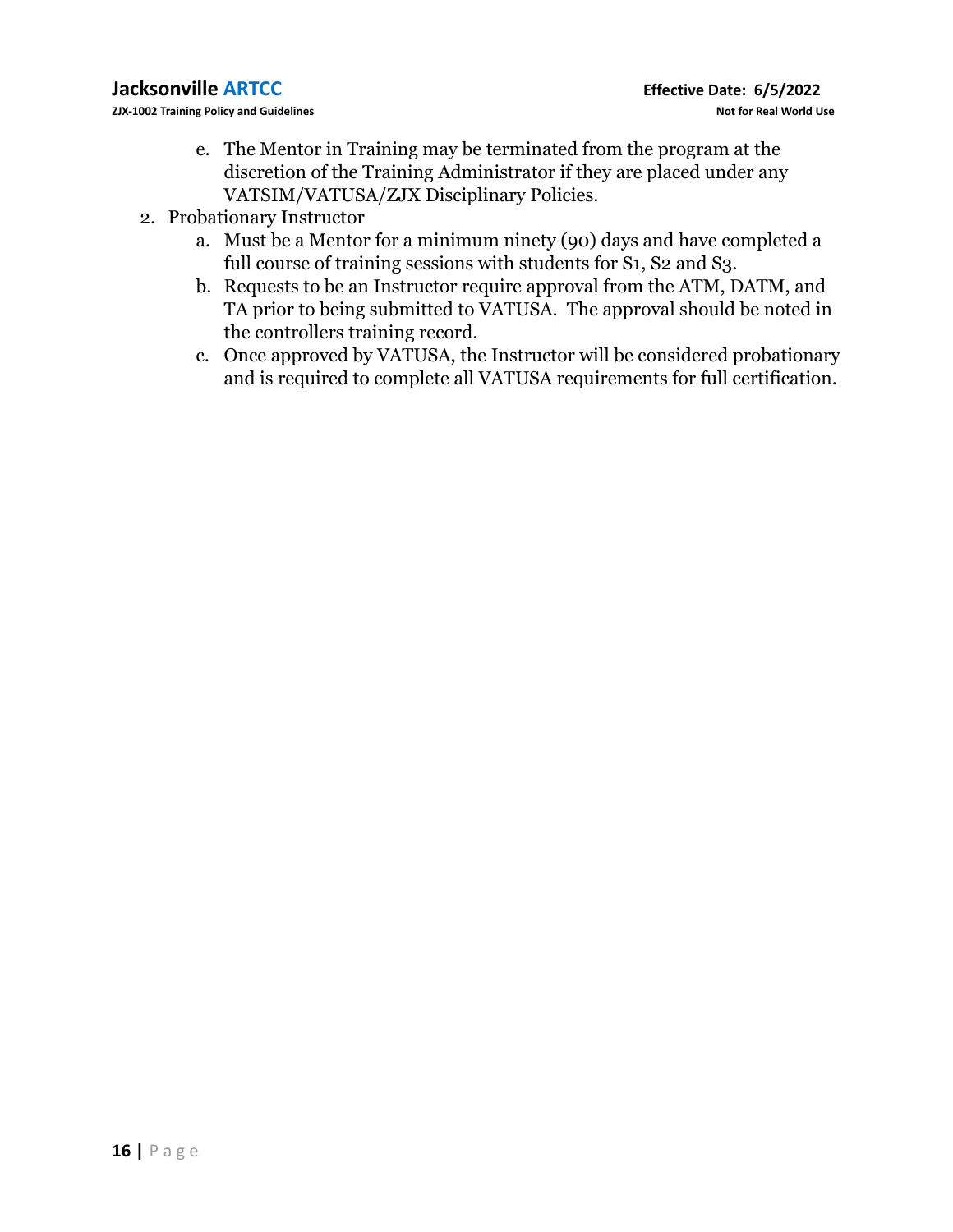e. The Mentor in Training may be terminated from the program at the discretion of the Training Administrator if they are placed under any VATSIM/VATUSA/ZJX Disciplinary Policies.

2. Probationary Instructor
    a. Must be a Mentor for a minimum ninety (90) days and have completed a full course of training sessions with students for S1, S2 and S3.
    b. Requests to be an Instructor require approval from the ATM, DATM, and TA prior to being submitted to VATUSA. The approval should be noted in the controllers training record.
    c. Once approved by VATUSA, the Instructor will be considered probationary and is required to complete all VATUSA requirements for full certification.